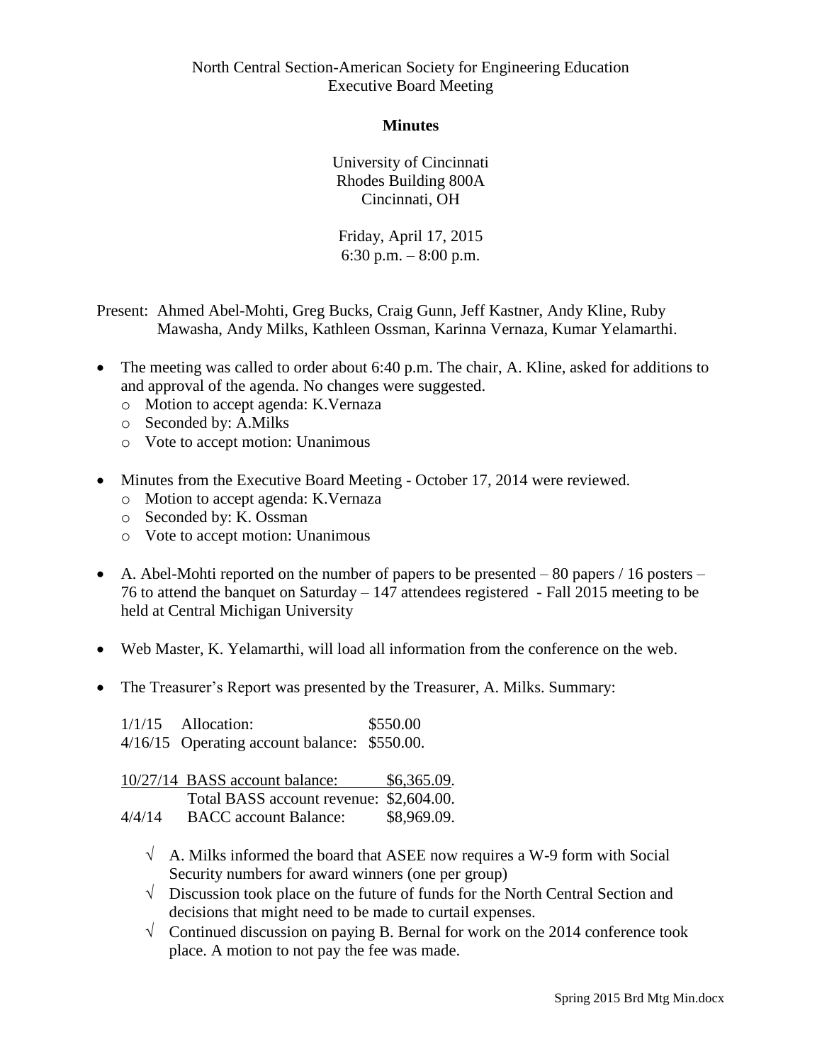North Central Section-American Society for Engineering Education
Executive Board Meeting

**Minutes**

University of Cincinnati
Rhodes Building 800A
Cincinnati, OH

Friday, April 17, 2015
6:30 p.m. – 8:00 p.m.

Present: Ahmed Abel-Mohti, Greg Bucks, Craig Gunn, Jeff Kastner, Andy Kline, Ruby Mawasha, Andy Milks, Kathleen Ossman, Karinna Vernaza, Kumar Yelamarthi.

- The meeting was called to order about 6:40 p.m. The chair, A. Kline, asked for additions to and approval of the agenda. No changes were suggested.
  - Motion to accept agenda: K.Vernaza
  - Seconded by: A.Milks
  - Vote to accept motion: Unanimous
- Minutes from the Executive Board Meeting - October 17, 2014 were reviewed.
  - Motion to accept agenda: K.Vernaza
  - Seconded by: K. Ossman
  - Vote to accept motion: Unanimous
- A. Abel-Mohti reported on the number of papers to be presented – 80 papers / 16 posters – 76 to attend the banquet on Saturday – 147 attendees registered - Fall 2015 meeting to be held at Central Michigan University
- Web Master, K. Yelamarthi, will load all information from the conference on the web.
- The Treasurer's Report was presented by the Treasurer, A. Milks. Summary:

| | | |
|---|---|---|
| 1/1/15 | Allocation: | $550.00 |
| 4/16/15 | Operating account balance: | $550.00. |

| | | |
|---|---|---|
| <u>10/27/14</u> | <u>BASS account balance:</u> | <u>$6,365.09</u>. |
| | Total BASS account revenue: | $2,604.00. |
| 4/4/14 | BACC account Balance: | $8,969.09. |

  - √ A. Milks informed the board that ASEE now requires a W-9 form with Social Security numbers for award winners (one per group)
  - √ Discussion took place on the future of funds for the North Central Section and decisions that might need to be made to curtail expenses.
  - √ Continued discussion on paying B. Bernal for work on the 2014 conference took place. A motion to not pay the fee was made.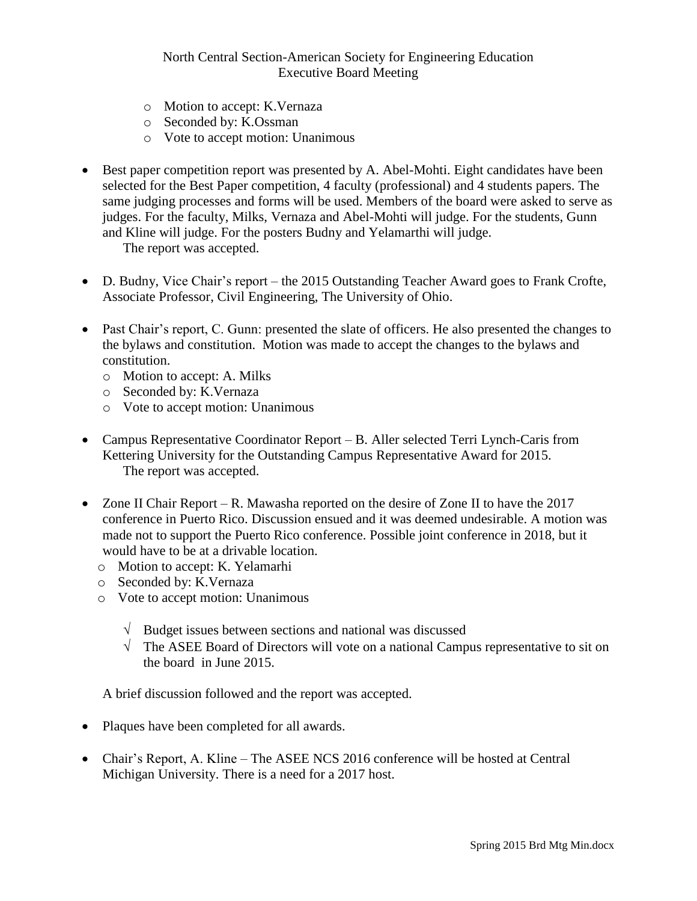- Motion to accept: K.Vernaza
    - Seconded by: K.Ossman
    - Vote to accept motion: Unanimous

- Best paper competition report was presented by A. Abel-Mohti. Eight candidates have been selected for the Best Paper competition, 4 faculty (professional) and 4 students papers. The same judging processes and forms will be used. Members of the board were asked to serve as judges. For the faculty, Milks, Vernaza and Abel-Mohti will judge. For the students, Gunn and Kline will judge. For the posters Budny and Yelamarthi will judge.
  The report was accepted.

- D. Budny, Vice Chair's report – the 2015 Outstanding Teacher Award goes to Frank Crofte, Associate Professor, Civil Engineering, The University of Ohio.

- Past Chair's report, C. Gunn: presented the slate of officers. He also presented the changes to the bylaws and constitution. Motion was made to accept the changes to the bylaws and constitution.
    - Motion to accept: A. Milks
    - Seconded by: K.Vernaza
    - Vote to accept motion: Unanimous

- Campus Representative Coordinator Report – B. Aller selected Terri Lynch-Caris from Kettering University for the Outstanding Campus Representative Award for 2015.
  The report was accepted.

- Zone II Chair Report – R. Mawasha reported on the desire of Zone II to have the 2017 conference in Puerto Rico. Discussion ensued and it was deemed undesirable. A motion was made not to support the Puerto Rico conference. Possible joint conference in 2018, but it would have to be at a drivable location.
    - Motion to accept: K. Yelamarhi
    - Seconded by: K.Vernaza
    - Vote to accept motion: Unanimous

        - √ Budget issues between sections and national was discussed
        - √ The ASEE Board of Directors will vote on a national Campus representative to sit on the board in June 2015.

  A brief discussion followed and the report was accepted.

- Plaques have been completed for all awards.

- Chair's Report, A. Kline – The ASEE NCS 2016 conference will be hosted at Central Michigan University. There is a need for a 2017 host.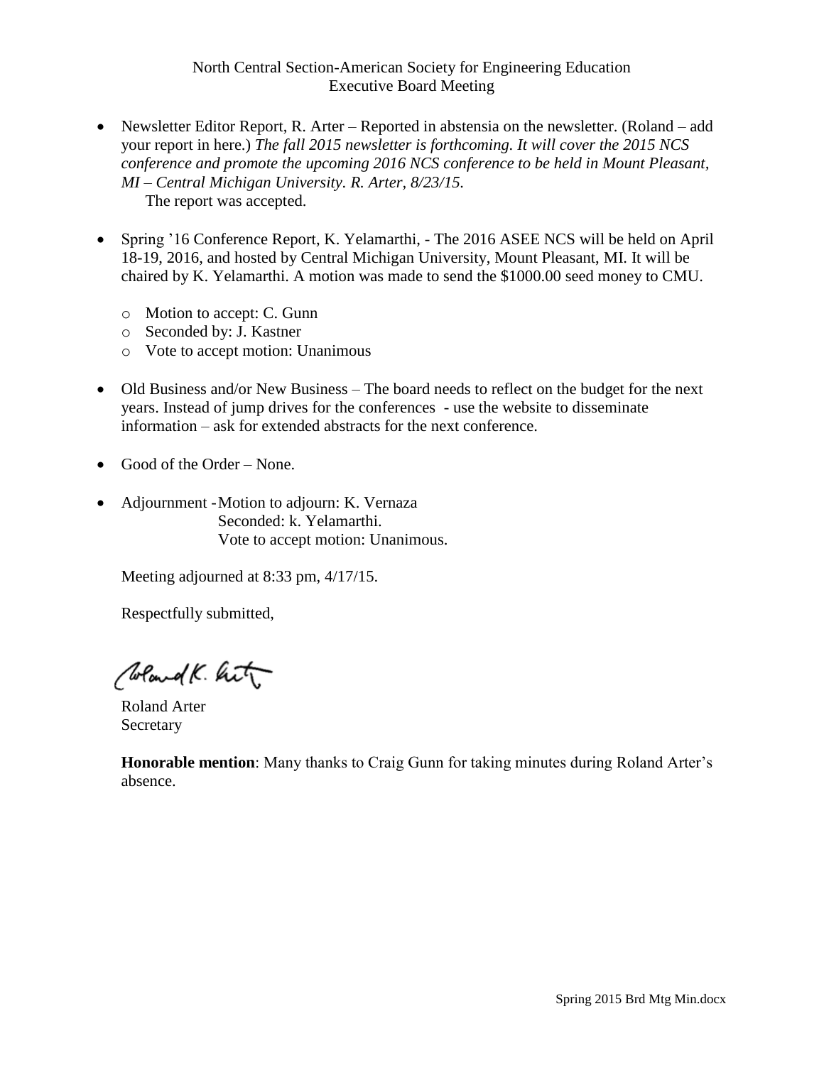North Central Section-American Society for Engineering Education
Executive Board Meeting

- Newsletter Editor Report, R. Arter – Reported in abstensia on the newsletter. (Roland – add your report in here.) *The fall 2015 newsletter is forthcoming. It will cover the 2015 NCS conference and promote the upcoming 2016 NCS conference to be held in Mount Pleasant, MI – Central Michigan University. R. Arter, 8/23/15.*
  The report was accepted.

- Spring '16 Conference Report, K. Yelamarthi, - The 2016 ASEE NCS will be held on April 18-19, 2016, and hosted by Central Michigan University, Mount Pleasant, MI. It will be chaired by K. Yelamarthi. A motion was made to send the $1000.00 seed money to CMU.
  - Motion to accept: C. Gunn
  - Seconded by: J. Kastner
  - Vote to accept motion: Unanimous

- Old Business and/or New Business – The board needs to reflect on the budget for the next years. Instead of jump drives for the conferences - use the website to disseminate information – ask for extended abstracts for the next conference.

- Good of the Order – None.

- Adjournment - Motion to adjourn: K. Vernaza
  Seconded: k. Yelamarthi.
  Vote to accept motion: Unanimous.

Meeting adjourned at 8:33 pm, 4/17/15.

Respectfully submitted,

Roland Arter
Secretary

**Honorable mention**: Many thanks to Craig Gunn for taking minutes during Roland Arter's absence.